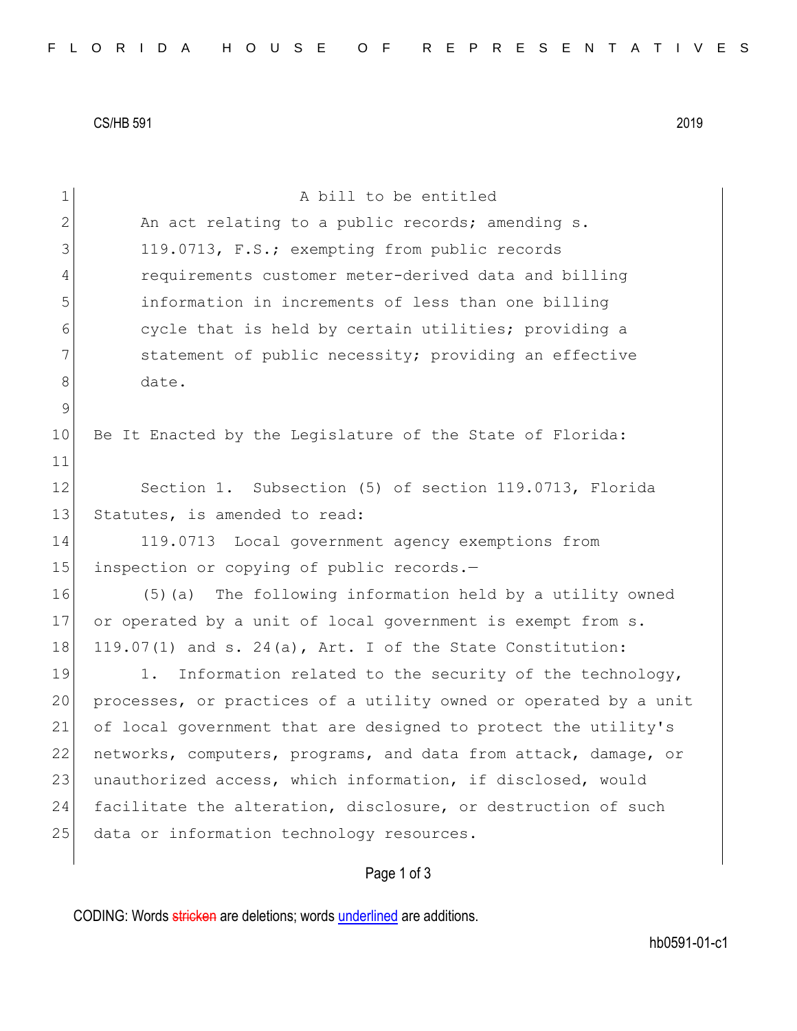CS/HB 591 2019

A bill to be entitled

An act relating to a public records; amending s. 119.0713, F.S.; exempting from public records requirements customer meter-derived data and billing information in increments of less than one billing cycle that is held by certain utilities; providing a statement of public necessity; providing an effective date.

Be It Enacted by the Legislature of the State of Florida:

Section 1. Subsection (5) of section 119.0713, Florida Statutes, is amended to read:

119.0713 Local government agency exemptions from inspection or copying of public records.—

(5)(a) The following information held by a utility owned or operated by a unit of local government is exempt from s. 119.07(1) and s. 24(a), Art. I of the State Constitution:

1. Information related to the security of the technology, processes, or practices of a utility owned or operated by a unit of local government that are designed to protect the utility's networks, computers, programs, and data from attack, damage, or unauthorized access, which information, if disclosed, would facilitate the alteration, disclosure, or destruction of such data or information technology resources.

CODING: Words stricken are deletions; words underlined are additions.

hb0591-01-c1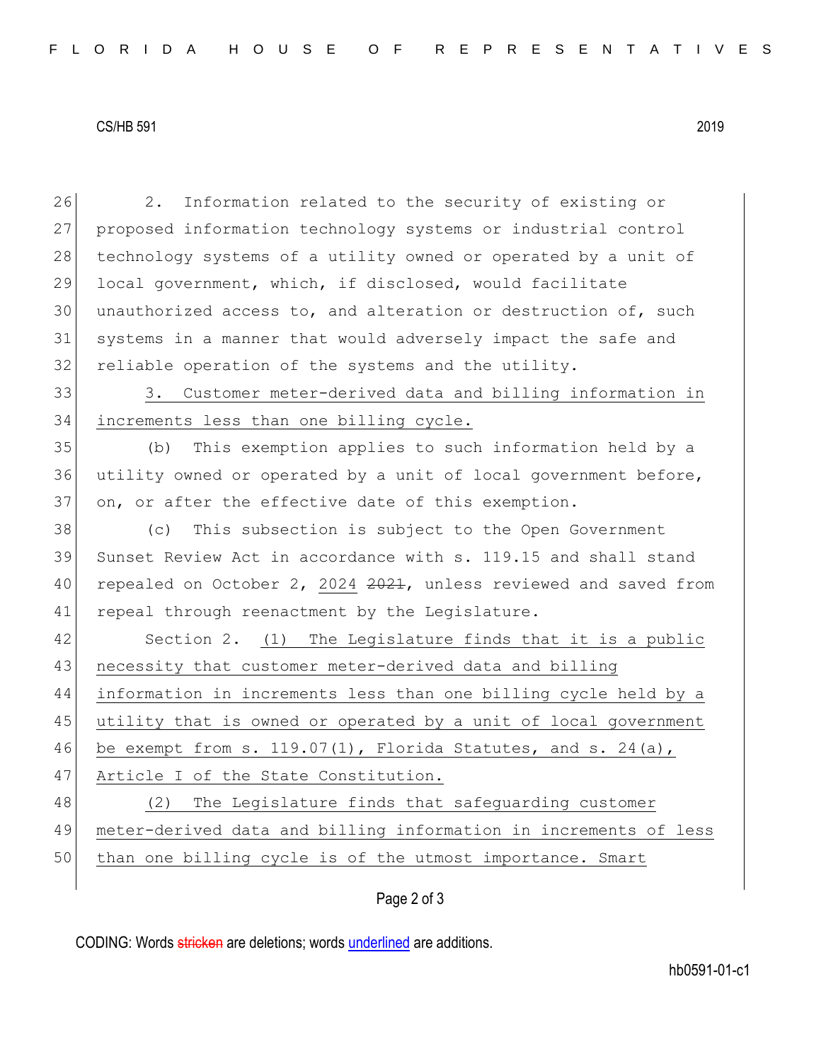2. Information related to the security of existing or proposed information technology systems or industrial control technology systems of a utility owned or operated by a unit of local government, which, if disclosed, would facilitate unauthorized access to, and alteration or destruction of, such systems in a manner that would adversely impact the safe and reliable operation of the systems and the utility.

3. Customer meter-derived data and billing information in increments less than one billing cycle.

(b) This exemption applies to such information held by a utility owned or operated by a unit of local government before, on, or after the effective date of this exemption.

(c) This subsection is subject to the Open Government Sunset Review Act in accordance with s. 119.15 and shall stand repealed on October 2, 2024 ~~2021~~, unless reviewed and saved from repeal through reenactment by the Legislature.

Section 2. (1) The Legislature finds that it is a public necessity that customer meter-derived data and billing information in increments less than one billing cycle held by a utility that is owned or operated by a unit of local government be exempt from s. 119.07(1), Florida Statutes, and s. 24(a), Article I of the State Constitution.

(2) The Legislature finds that safeguarding customer meter-derived data and billing information in increments of less than one billing cycle is of the utmost importance. Smart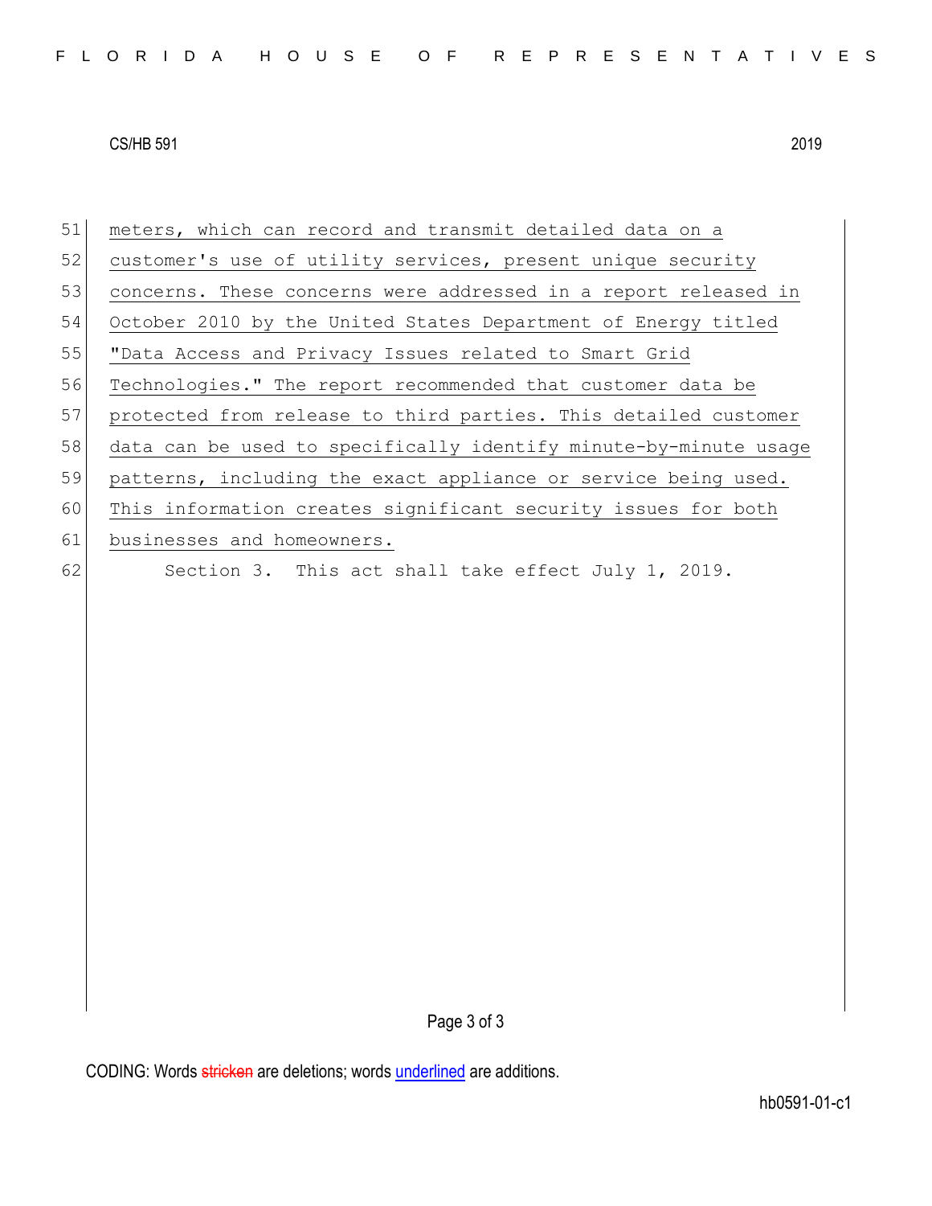meters, which can record and transmit detailed data on a customer's use of utility services, present unique security concerns. These concerns were addressed in a report released in October 2010 by the United States Department of Energy titled "Data Access and Privacy Issues related to Smart Grid Technologies." The report recommended that customer data be protected from release to third parties. This detailed customer data can be used to specifically identify minute-by-minute usage patterns, including the exact appliance or service being used. This information creates significant security issues for both businesses and homeowners.

Section 3. This act shall take effect July 1, 2019.

CODING: Words stricken are deletions; words underlined are additions.